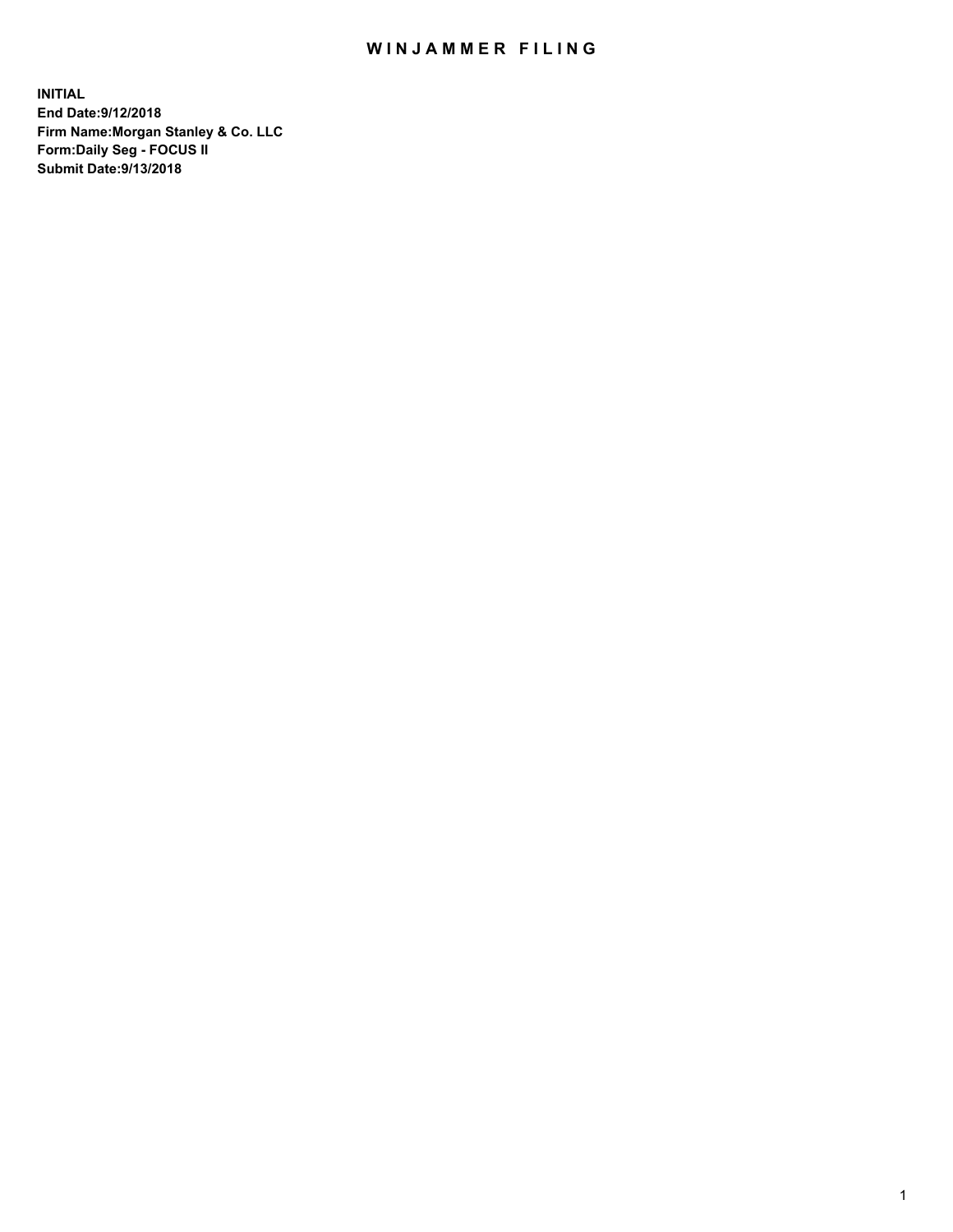# WINJAMMER FILING

**INITIAL**
**End Date:9/12/2018**
**Firm Name:Morgan Stanley & Co. LLC**
**Form:Daily Seg - FOCUS II**
**Submit Date:9/13/2018**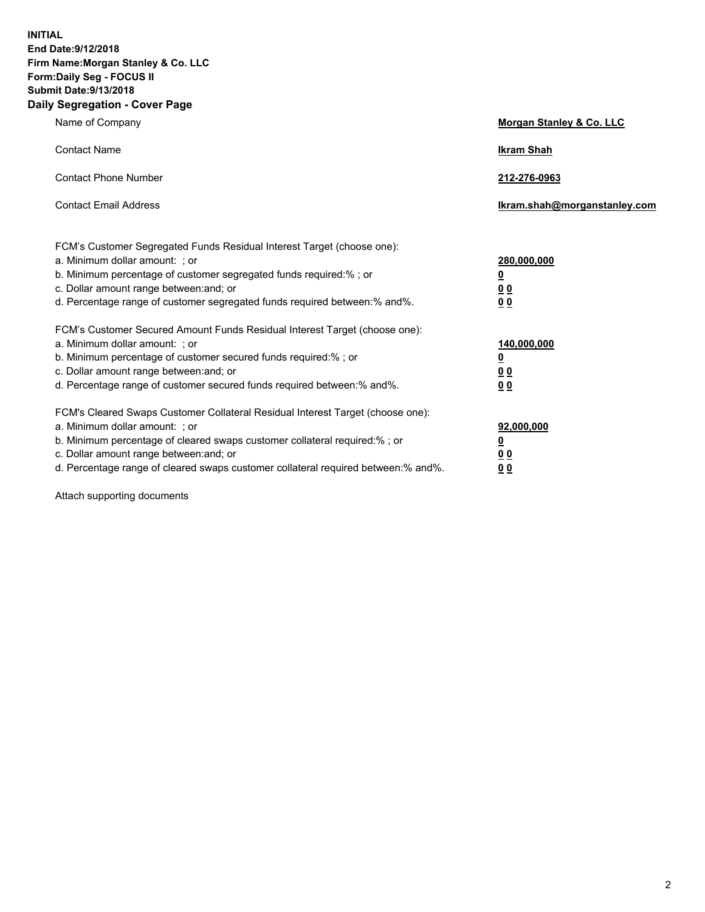**INITIAL**
**End Date:9/12/2018**
**Firm Name:Morgan Stanley & Co. LLC**
**Form:Daily Seg - FOCUS II**
**Submit Date:9/13/2018**
**Daily Segregation - Cover Page**

| | |
|---|---|
| Name of Company | **Morgan Stanley & Co. LLC** |
| Contact Name | **Ikram Shah** |
| Contact Phone Number | **212-276-0963** |
| Contact Email Address | **Ikram.shah@morganstanley.com** |
| FCM's Customer Segregated Funds Residual Interest Target (choose one): | |
| a. Minimum dollar amount: ; or | **280,000,000** |
| b. Minimum percentage of customer segregated funds required:% ; or | **0** |
| c. Dollar amount range between:and; or | **0 0** |
| d. Percentage range of customer segregated funds required between:% and%. | **0 0** |
| FCM's Customer Secured Amount Funds Residual Interest Target (choose one): | |
| a. Minimum dollar amount: ; or | **140,000,000** |
| b. Minimum percentage of customer secured funds required:% ; or | **0** |
| c. Dollar amount range between:and; or | **0 0** |
| d. Percentage range of customer secured funds required between:% and%. | **0 0** |
| FCM's Cleared Swaps Customer Collateral Residual Interest Target (choose one): | |
| a. Minimum dollar amount: ; or | **92,000,000** |
| b. Minimum percentage of cleared swaps customer collateral required:% ; or | **0** |
| c. Dollar amount range between:and; or | **0 0** |
| d. Percentage range of cleared swaps customer collateral required between:% and%. | **0 0** |

Attach supporting documents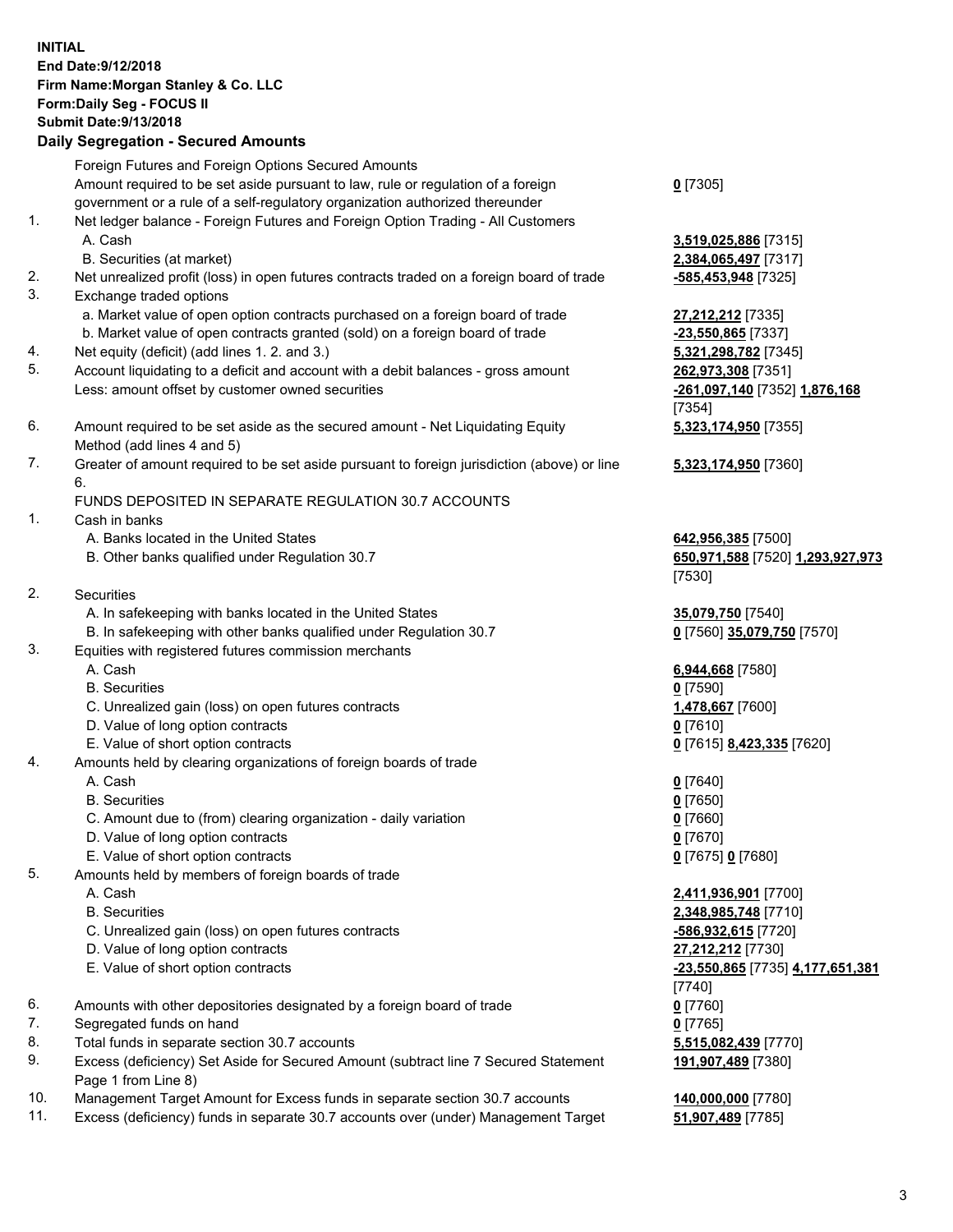**INITIAL**
**End Date:9/12/2018**
**Firm Name:Morgan Stanley & Co. LLC**
**Form:Daily Seg - FOCUS II**
**Submit Date:9/13/2018**

**Daily Segregation - Secured Amounts**

| | | |
|---|---|---|
| | Foreign Futures and Foreign Options Secured Amounts | |
| | Amount required to be set aside pursuant to law, rule or regulation of a foreign government or a rule of a self-regulatory organization authorized thereunder | **0** [7305] |
| 1. | Net ledger balance - Foreign Futures and Foreign Option Trading - All Customers | |
| | A. Cash | **3,519,025,886** [7315] |
| | B. Securities (at market) | **2,384,065,497** [7317] |
| 2. | Net unrealized profit (loss) in open futures contracts traded on a foreign board of trade | **-585,453,948** [7325] |
| 3. | Exchange traded options | |
| | a. Market value of open option contracts purchased on a foreign board of trade | **27,212,212** [7335] |
| | b. Market value of open contracts granted (sold) on a foreign board of trade | **-23,550,865** [7337] |
| 4. | Net equity (deficit) (add lines 1. 2. and 3.) | **5,321,298,782** [7345] |
| 5. | Account liquidating to a deficit and account with a debit balances - gross amount | **262,973,308** [7351] |
| | Less: amount offset by customer owned securities | **-261,097,140** [7352] **1,876,168** [7354] |
| 6. | Amount required to be set aside as the secured amount - Net Liquidating Equity Method (add lines 4 and 5) | **5,323,174,950** [7355] |
| 7. | Greater of amount required to be set aside pursuant to foreign jurisdiction (above) or line 6. | **5,323,174,950** [7360] |
| | FUNDS DEPOSITED IN SEPARATE REGULATION 30.7 ACCOUNTS | |
| 1. | Cash in banks | |
| | A. Banks located in the United States | **642,956,385** [7500] |
| | B. Other banks qualified under Regulation 30.7 | **650,971,588** [7520] **1,293,927,973** [7530] |
| 2. | Securities | |
| | A. In safekeeping with banks located in the United States | **35,079,750** [7540] |
| | B. In safekeeping with other banks qualified under Regulation 30.7 | **0** [7560] **35,079,750** [7570] |
| 3. | Equities with registered futures commission merchants | |
| | A. Cash | **6,944,668** [7580] |
| | B. Securities | **0** [7590] |
| | C. Unrealized gain (loss) on open futures contracts | **1,478,667** [7600] |
| | D. Value of long option contracts | **0** [7610] |
| | E. Value of short option contracts | **0** [7615] **8,423,335** [7620] |
| 4. | Amounts held by clearing organizations of foreign boards of trade | |
| | A. Cash | **0** [7640] |
| | B. Securities | **0** [7650] |
| | C. Amount due to (from) clearing organization - daily variation | **0** [7660] |
| | D. Value of long option contracts | **0** [7670] |
| | E. Value of short option contracts | **0** [7675] **0** [7680] |
| 5. | Amounts held by members of foreign boards of trade | |
| | A. Cash | **2,411,936,901** [7700] |
| | B. Securities | **2,348,985,748** [7710] |
| | C. Unrealized gain (loss) on open futures contracts | **-586,932,615** [7720] |
| | D. Value of long option contracts | **27,212,212** [7730] |
| | E. Value of short option contracts | **-23,550,865** [7735] **4,177,651,381** [7740] |
| 6. | Amounts with other depositories designated by a foreign board of trade | **0** [7760] |
| 7. | Segregated funds on hand | **0** [7765] |
| 8. | Total funds in separate section 30.7 accounts | **5,515,082,439** [7770] |
| 9. | Excess (deficiency) Set Aside for Secured Amount (subtract line 7 Secured Statement Page 1 from Line 8) | **191,907,489** [7380] |
| 10. | Management Target Amount for Excess funds in separate section 30.7 accounts | **140,000,000** [7780] |
| 11. | Excess (deficiency) funds in separate 30.7 accounts over (under) Management Target | **51,907,489** [7785] |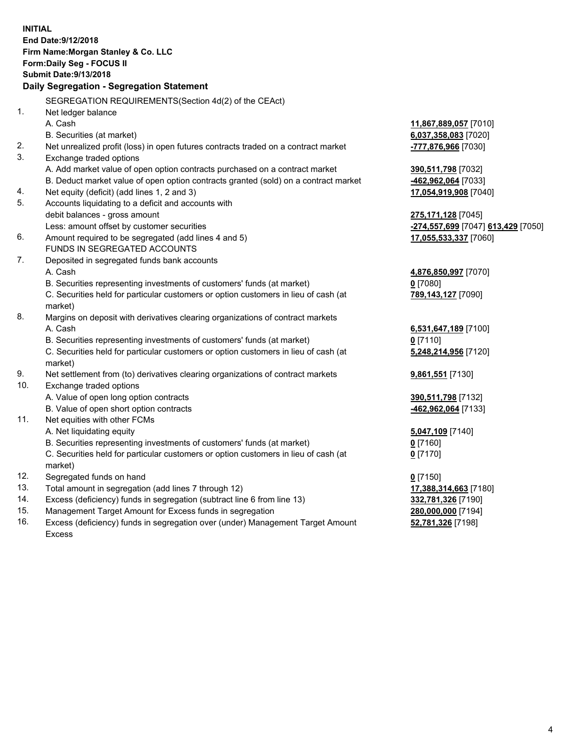**INITIAL**
**End Date:9/12/2018**
**Firm Name:Morgan Stanley & Co. LLC**
**Form:Daily Seg - FOCUS II**
**Submit Date:9/13/2018**

### Daily Segregation - Segregation Statement

SEGREGATION REQUIREMENTS(Section 4d(2) of the CEAct)

| | | |
|---|---|---|
| 1. | Net ledger balance | |
| | A. Cash | **11,867,889,057** [7010] |
| | B. Securities (at market) | **6,037,358,083** [7020] |
| 2. | Net unrealized profit (loss) in open futures contracts traded on a contract market | **-777,876,966** [7030] |
| 3. | Exchange traded options | |
| | A. Add market value of open option contracts purchased on a contract market | **390,511,798** [7032] |
| | B. Deduct market value of open option contracts granted (sold) on a contract market | **-462,962,064** [7033] |
| 4. | Net equity (deficit) (add lines 1, 2 and 3) | **17,054,919,908** [7040] |
| 5. | Accounts liquidating to a deficit and accounts with debit balances - gross amount | **275,171,128** [7045] |
| | Less: amount offset by customer securities | **-274,557,699** [7047] **613,429** [7050] |
| 6. | Amount required to be segregated (add lines 4 and 5) | **17,055,533,337** [7060] |
| | FUNDS IN SEGREGATED ACCOUNTS | |
| 7. | Deposited in segregated funds bank accounts | |
| | A. Cash | **4,876,850,997** [7070] |
| | B. Securities representing investments of customers' funds (at market) | **0** [7080] |
| | C. Securities held for particular customers or option customers in lieu of cash (at market) | **789,143,127** [7090] |
| 8. | Margins on deposit with derivatives clearing organizations of contract markets | |
| | A. Cash | **6,531,647,189** [7100] |
| | B. Securities representing investments of customers' funds (at market) | **0** [7110] |
| | C. Securities held for particular customers or option customers in lieu of cash (at market) | **5,248,214,956** [7120] |
| 9. | Net settlement from (to) derivatives clearing organizations of contract markets | **9,861,551** [7130] |
| 10. | Exchange traded options | |
| | A. Value of open long option contracts | **390,511,798** [7132] |
| | B. Value of open short option contracts | **-462,962,064** [7133] |
| 11. | Net equities with other FCMs | |
| | A. Net liquidating equity | **5,047,109** [7140] |
| | B. Securities representing investments of customers' funds (at market) | **0** [7160] |
| | C. Securities held for particular customers or option customers in lieu of cash (at market) | **0** [7170] |
| 12. | Segregated funds on hand | **0** [7150] |
| 13. | Total amount in segregation (add lines 7 through 12) | **17,388,314,663** [7180] |
| 14. | Excess (deficiency) funds in segregation (subtract line 6 from line 13) | **332,781,326** [7190] |
| 15. | Management Target Amount for Excess funds in segregation | **280,000,000** [7194] |
| 16. | Excess (deficiency) funds in segregation over (under) Management Target Amount Excess | **52,781,326** [7198] |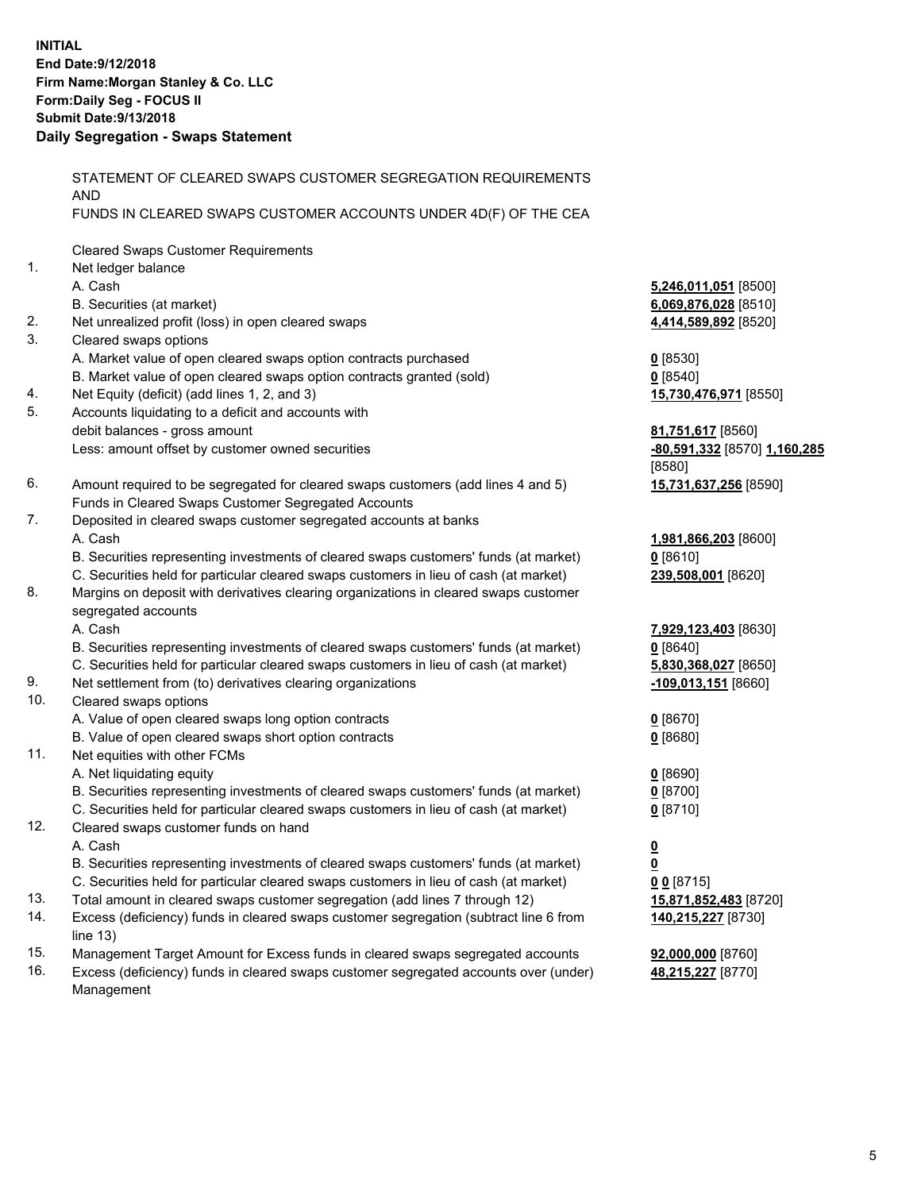**INITIAL**
**End Date:9/12/2018**
**Firm Name:Morgan Stanley & Co. LLC**
**Form:Daily Seg - FOCUS II**
**Submit Date:9/13/2018**
**Daily Segregation - Swaps Statement**

STATEMENT OF CLEARED SWAPS CUSTOMER SEGREGATION REQUIREMENTS AND FUNDS IN CLEARED SWAPS CUSTOMER ACCOUNTS UNDER 4D(F) OF THE CEA

| | | |
|---|---|---|
| | Cleared Swaps Customer Requirements | |
| 1. | Net ledger balance | |
| | A. Cash | **5,246,011,051** [8500] |
| | B. Securities (at market) | **6,069,876,028** [8510] |
| 2. | Net unrealized profit (loss) in open cleared swaps | **4,414,589,892** [8520] |
| 3. | Cleared swaps options | |
| | A. Market value of open cleared swaps option contracts purchased | **0** [8530] |
| | B. Market value of open cleared swaps option contracts granted (sold) | **0** [8540] |
| 4. | Net Equity (deficit) (add lines 1, 2, and 3) | **15,730,476,971** [8550] |
| 5. | Accounts liquidating to a deficit and accounts with debit balances - gross amount | **81,751,617** [8560] |
| | Less: amount offset by customer owned securities | **-80,591,332** [8570] **1,160,285** [8580] |
| 6. | Amount required to be segregated for cleared swaps customers (add lines 4 and 5) | **15,731,637,256** [8590] |
| | Funds in Cleared Swaps Customer Segregated Accounts | |
| 7. | Deposited in cleared swaps customer segregated accounts at banks | |
| | A. Cash | **1,981,866,203** [8600] |
| | B. Securities representing investments of cleared swaps customers' funds (at market) | **0** [8610] |
| | C. Securities held for particular cleared swaps customers in lieu of cash (at market) | **239,508,001** [8620] |
| 8. | Margins on deposit with derivatives clearing organizations in cleared swaps customer segregated accounts | |
| | A. Cash | **7,929,123,403** [8630] |
| | B. Securities representing investments of cleared swaps customers' funds (at market) | **0** [8640] |
| | C. Securities held for particular cleared swaps customers in lieu of cash (at market) | **5,830,368,027** [8650] |
| 9. | Net settlement from (to) derivatives clearing organizations | **-109,013,151** [8660] |
| 10. | Cleared swaps options | |
| | A. Value of open cleared swaps long option contracts | **0** [8670] |
| | B. Value of open cleared swaps short option contracts | **0** [8680] |
| 11. | Net equities with other FCMs | |
| | A. Net liquidating equity | **0** [8690] |
| | B. Securities representing investments of cleared swaps customers' funds (at market) | **0** [8700] |
| | C. Securities held for particular cleared swaps customers in lieu of cash (at market) | **0** [8710] |
| 12. | Cleared swaps customer funds on hand | |
| | A. Cash | **0** |
| | B. Securities representing investments of cleared swaps customers' funds (at market) | **0** |
| | C. Securities held for particular cleared swaps customers in lieu of cash (at market) | **0** **0** [8715] |
| 13. | Total amount in cleared swaps customer segregation (add lines 7 through 12) | **15,871,852,483** [8720] |
| 14. | Excess (deficiency) funds in cleared swaps customer segregation (subtract line 6 from line 13) | **140,215,227** [8730] |
| 15. | Management Target Amount for Excess funds in cleared swaps segregated accounts | **92,000,000** [8760] |
| 16. | Excess (deficiency) funds in cleared swaps customer segregated accounts over (under) Management | **48,215,227** [8770] |